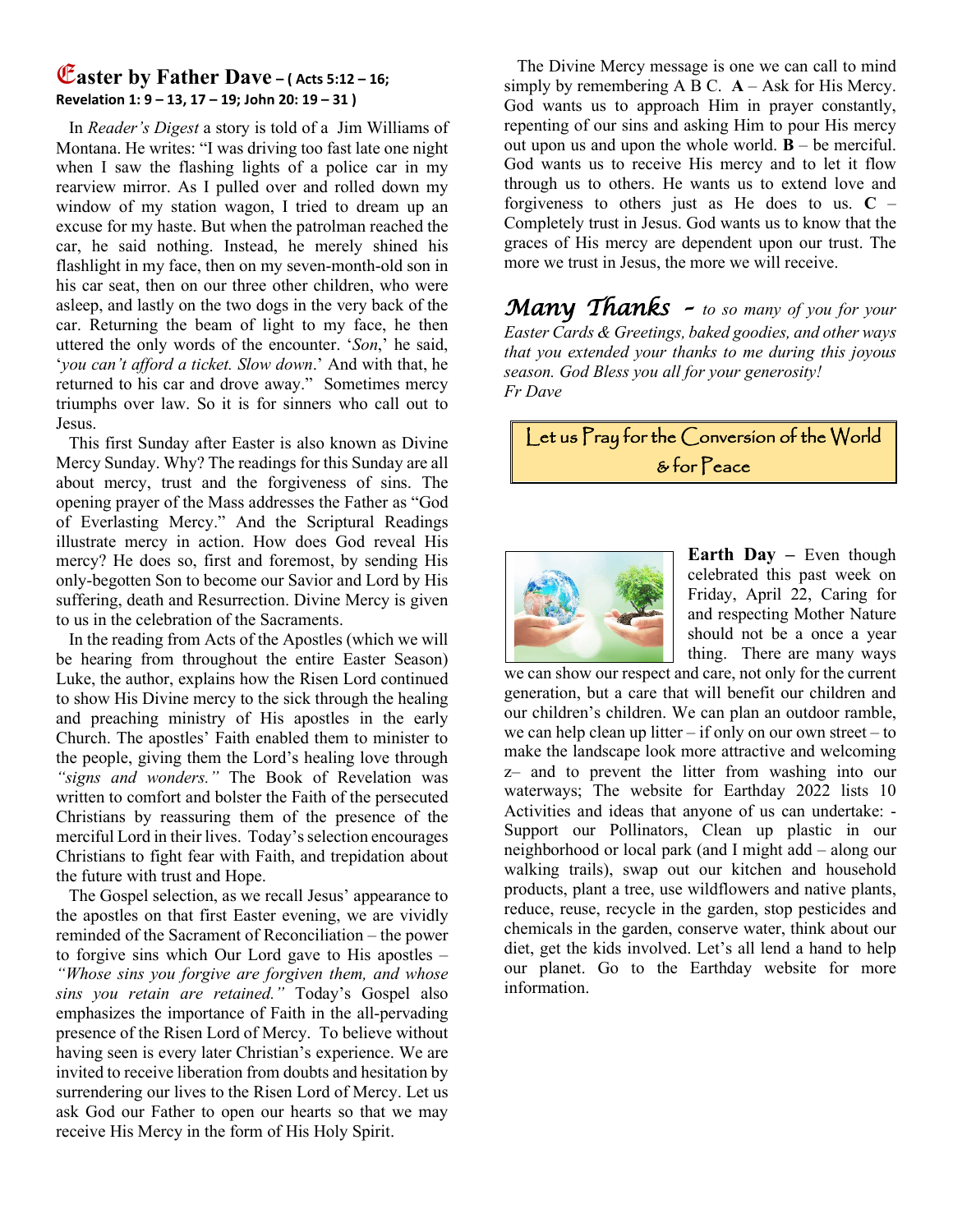## Easter by Father Dave – ( Acts 5:12 – 16; Revelation 1: 9 – 13, 17 – 19; John 20: 19 – 31 )

In *Reader's Digest* a story is told of a Jim Williams of Montana. He writes: "I was driving too fast late one night when I saw the flashing lights of a police car in my rearview mirror. As I pulled over and rolled down my window of my station wagon, I tried to dream up an excuse for my haste. But when the patrolman reached the car, he said nothing. Instead, he merely shined his flashlight in my face, then on my seven-month-old son in his car seat, then on our three other children, who were asleep, and lastly on the two dogs in the very back of the car. Returning the beam of light to my face, he then uttered the only words of the encounter. '*Son*,' he said, '*you can't afford a ticket. Slow down*.' And with that, he returned to his car and drove away." Sometimes mercy triumphs over law. So it is for sinners who call out to Jesus.

This first Sunday after Easter is also known as Divine Mercy Sunday. Why? The readings for this Sunday are all about mercy, trust and the forgiveness of sins. The opening prayer of the Mass addresses the Father as "God of Everlasting Mercy." And the Scriptural Readings illustrate mercy in action. How does God reveal His mercy? He does so, first and foremost, by sending His only-begotten Son to become our Savior and Lord by His suffering, death and Resurrection. Divine Mercy is given to us in the celebration of the Sacraments.

In the reading from Acts of the Apostles (which we will be hearing from throughout the entire Easter Season) Luke, the author, explains how the Risen Lord continued to show His Divine mercy to the sick through the healing and preaching ministry of His apostles in the early Church. The apostles' Faith enabled them to minister to the people, giving them the Lord's healing love through *"signs and wonders."* The Book of Revelation was written to comfort and bolster the Faith of the persecuted Christians by reassuring them of the presence of the merciful Lord in their lives. Today's selection encourages Christians to fight fear with Faith, and trepidation about the future with trust and Hope.

The Gospel selection, as we recall Jesus' appearance to the apostles on that first Easter evening, we are vividly reminded of the Sacrament of Reconciliation – the power to forgive sins which Our Lord gave to His apostles – *"Whose sins you forgive are forgiven them, and whose sins you retain are retained."* Today's Gospel also emphasizes the importance of Faith in the all-pervading presence of the Risen Lord of Mercy. To believe without having seen is every later Christian's experience. We are invited to receive liberation from doubts and hesitation by surrendering our lives to the Risen Lord of Mercy. Let us ask God our Father to open our hearts so that we may receive His Mercy in the form of His Holy Spirit.

The Divine Mercy message is one we can call to mind simply by remembering A B C. **A** – Ask for His Mercy. God wants us to approach Him in prayer constantly, repenting of our sins and asking Him to pour His mercy out upon us and upon the whole world. **B** – be merciful. God wants us to receive His mercy and to let it flow through us to others. He wants us to extend love and forgiveness to others just as He does to us. **C** – Completely trust in Jesus. God wants us to know that the graces of His mercy are dependent upon our trust. The more we trust in Jesus, the more we will receive.

**Many Thanks** – *to so many of you for your Easter Cards & Greetings, baked goodies, and other ways that you extended your thanks to me during this joyous season. God Bless you all for your generosity!*
*Fr Dave*

**Let us Pray for the Conversion of the World & for Peace**

**Earth Day –** Even though celebrated this past week on Friday, April 22, Caring for and respecting Mother Nature should not be a once a year thing. There are many ways we can show our respect and care, not only for the current generation, but a care that will benefit our children and our children's children. We can plan an outdoor ramble, we can help clean up litter – if only on our own street – to make the landscape look more attractive and welcoming z– and to prevent the litter from washing into our waterways; The website for Earthday 2022 lists 10 Activities and ideas that anyone of us can undertake: - Support our Pollinators, Clean up plastic in our neighborhood or local park (and I might add – along our walking trails), swap out our kitchen and household products, plant a tree, use wildflowers and native plants, reduce, reuse, recycle in the garden, stop pesticides and chemicals in the garden, conserve water, think about our diet, get the kids involved. Let's all lend a hand to help our planet. Go to the Earthday website for more information.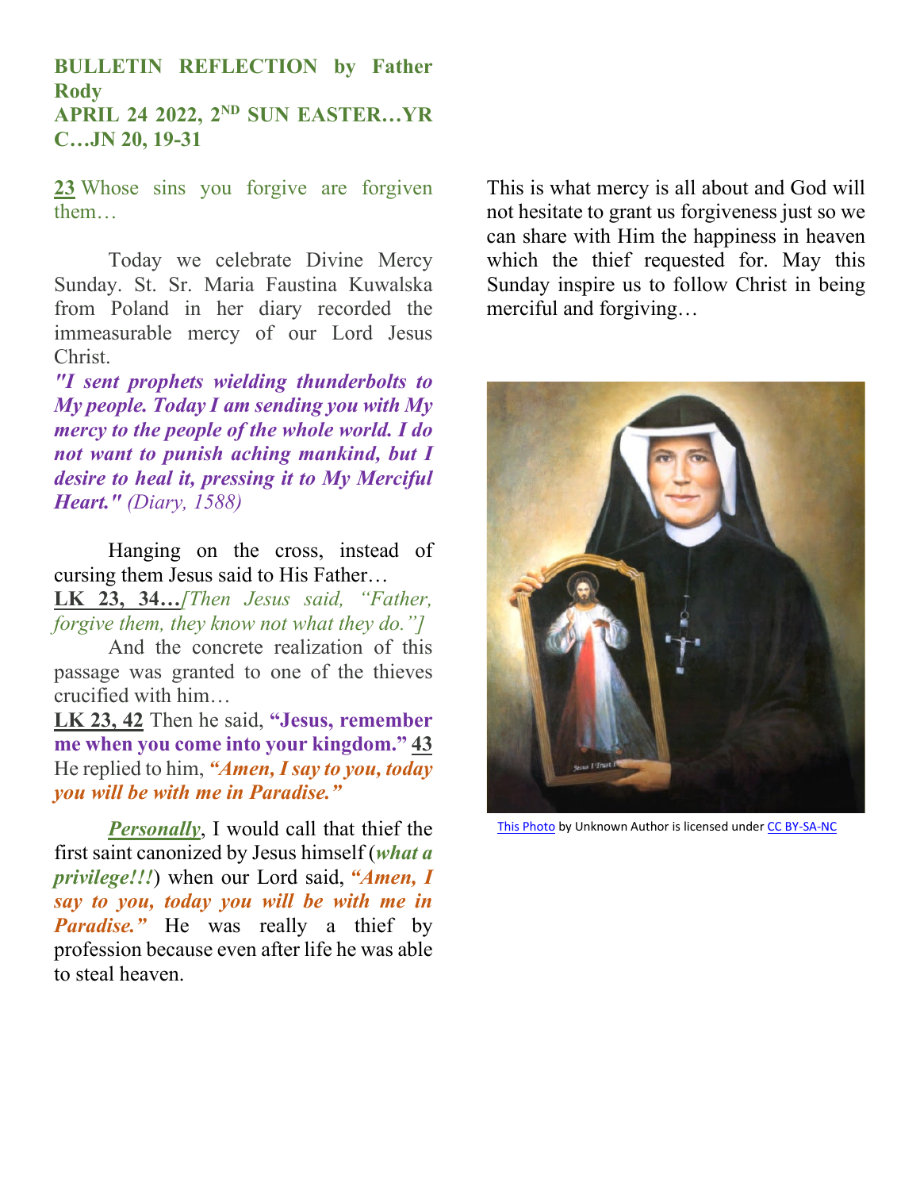**BULLETIN REFLECTION by Father Rody**
**APRIL 24 2022, 2ND SUN EASTER…YR C…JN 20, 19-31**

**23** Whose sins you forgive are forgiven them…

Today we celebrate Divine Mercy Sunday. St. Sr. Maria Faustina Kuwalska from Poland in her diary recorded the immeasurable mercy of our Lord Jesus Christ.

***"I sent prophets wielding thunderbolts to My people. Today I am sending you with My mercy to the people of the whole world. I do not want to punish aching mankind, but I desire to heal it, pressing it to My Merciful Heart."*** *(Diary, 1588)*

Hanging on the cross, instead of cursing them Jesus said to His Father…

**LK 23, 34…***[Then Jesus said, "Father, forgive them, they know not what they do."]*

And the concrete realization of this passage was granted to one of the thieves crucified with him…

**LK 23, 42** Then he said, **"Jesus, remember me when you come into your kingdom." 43** He replied to him, ***"Amen, I say to you, today you will be with me in Paradise."***

***Personally***, I would call that thief the first saint canonized by Jesus himself (***what a privilege!!!***) when our Lord said, ***"Amen, I say to you, today you will be with me in Paradise."*** He was really a thief by profession because even after life he was able to steal heaven.

This is what mercy is all about and God will not hesitate to grant us forgiveness just so we can share with Him the happiness in heaven which the thief requested for. May this Sunday inspire us to follow Christ in being merciful and forgiving…

This Photo by Unknown Author is licensed under CC BY-SA-NC